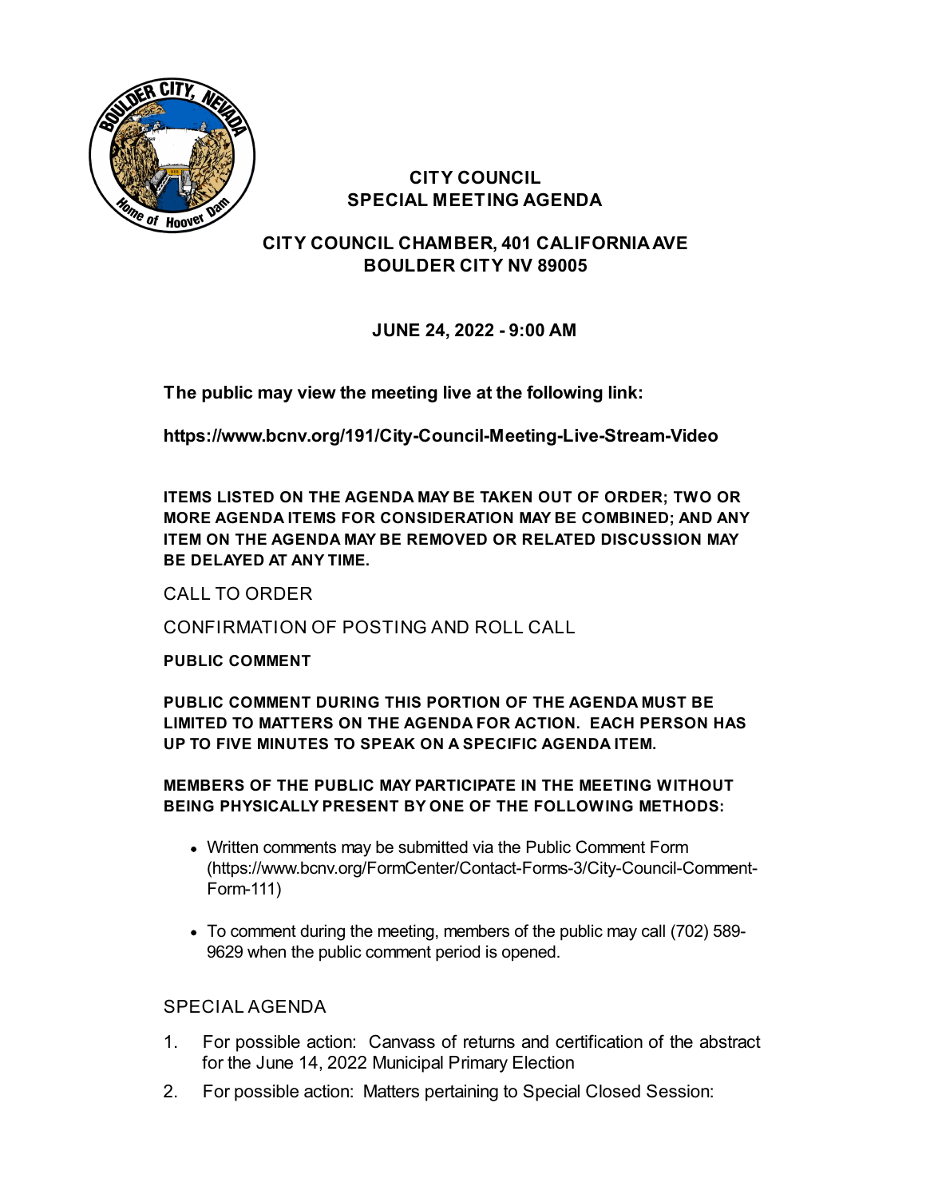# CITY COUNCIL
# SPECIAL MEETING AGENDA

## CITY COUNCIL CHAMBER, 401 CALIFORNIA AVE
## BOULDER CITY NV 89005

**JUNE 24, 2022 - 9:00 AM**

**The public may view the meeting live at the following link:**

**https://www.bcnv.org/191/City-Council-Meeting-Live-Stream-Video**

**ITEMS LISTED ON THE AGENDA MAY BE TAKEN OUT OF ORDER; TWO OR MORE AGENDA ITEMS FOR CONSIDERATION MAY BE COMBINED; AND ANY ITEM ON THE AGENDA MAY BE REMOVED OR RELATED DISCUSSION MAY BE DELAYED AT ANY TIME.**

CALL TO ORDER

CONFIRMATION OF POSTING AND ROLL CALL

**PUBLIC COMMENT**

**PUBLIC COMMENT DURING THIS PORTION OF THE AGENDA MUST BE LIMITED TO MATTERS ON THE AGENDA FOR ACTION. EACH PERSON HAS UP TO FIVE MINUTES TO SPEAK ON A SPECIFIC AGENDA ITEM.**

**MEMBERS OF THE PUBLIC MAY PARTICIPATE IN THE MEETING WITHOUT BEING PHYSICALLY PRESENT BY ONE OF THE FOLLOWING METHODS:**

- Written comments may be submitted via the Public Comment Form (https://www.bcnv.org/FormCenter/Contact-Forms-3/City-Council-Comment-Form-111)
- To comment during the meeting, members of the public may call (702) 589-9629 when the public comment period is opened.

SPECIAL AGENDA

1. For possible action: Canvass of returns and certification of the abstract for the June 14, 2022 Municipal Primary Election
2. For possible action: Matters pertaining to Special Closed Session: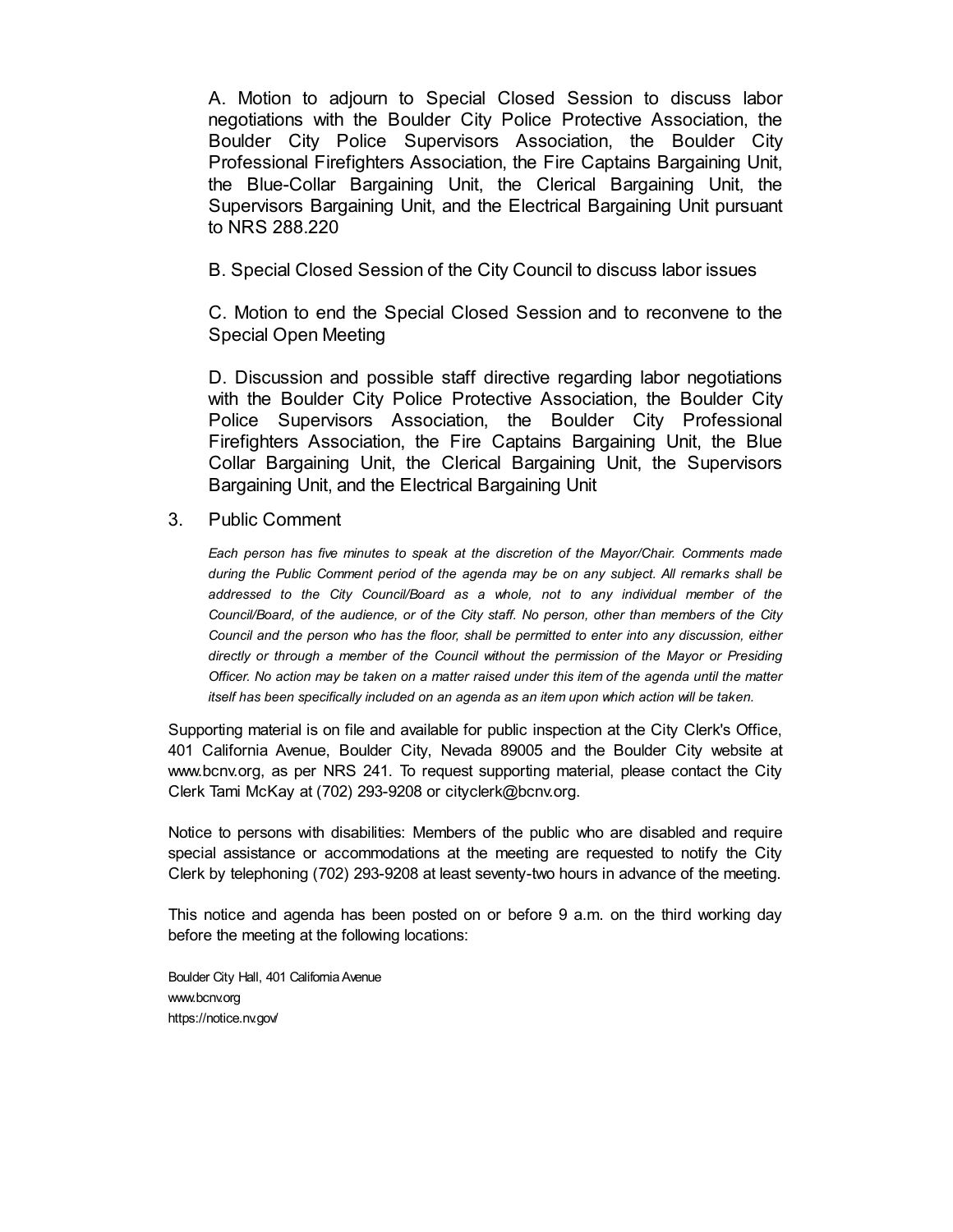A. Motion to adjourn to Special Closed Session to discuss labor negotiations with the Boulder City Police Protective Association, the Boulder City Police Supervisors Association, the Boulder City Professional Firefighters Association, the Fire Captains Bargaining Unit, the Blue-Collar Bargaining Unit, the Clerical Bargaining Unit, the Supervisors Bargaining Unit, and the Electrical Bargaining Unit pursuant to NRS 288.220

B. Special Closed Session of the City Council to discuss labor issues

C. Motion to end the Special Closed Session and to reconvene to the Special Open Meeting

D. Discussion and possible staff directive regarding labor negotiations with the Boulder City Police Protective Association, the Boulder City Police Supervisors Association, the Boulder City Professional Firefighters Association, the Fire Captains Bargaining Unit, the Blue Collar Bargaining Unit, the Clerical Bargaining Unit, the Supervisors Bargaining Unit, and the Electrical Bargaining Unit

3. Public Comment

*Each person has five minutes to speak at the discretion of the Mayor/Chair. Comments made during the Public Comment period of the agenda may be on any subject. All remarks shall be addressed to the City Council/Board as a whole, not to any individual member of the Council/Board, of the audience, or of the City staff. No person, other than members of the City Council and the person who has the floor, shall be permitted to enter into any discussion, either directly or through a member of the Council without the permission of the Mayor or Presiding Officer. No action may be taken on a matter raised under this item of the agenda until the matter itself has been specifically included on an agenda as an item upon which action will be taken.*

Supporting material is on file and available for public inspection at the City Clerk's Office, 401 California Avenue, Boulder City, Nevada 89005 and the Boulder City website at www.bcnv.org, as per NRS 241. To request supporting material, please contact the City Clerk Tami McKay at (702) 293-9208 or cityclerk@bcnv.org.

Notice to persons with disabilities: Members of the public who are disabled and require special assistance or accommodations at the meeting are requested to notify the City Clerk by telephoning (702) 293-9208 at least seventy-two hours in advance of the meeting.

This notice and agenda has been posted on or before 9 a.m. on the third working day before the meeting at the following locations:

Boulder City Hall, 401 California Avenue
www.bcnv.org
https://notice.nv.gov/